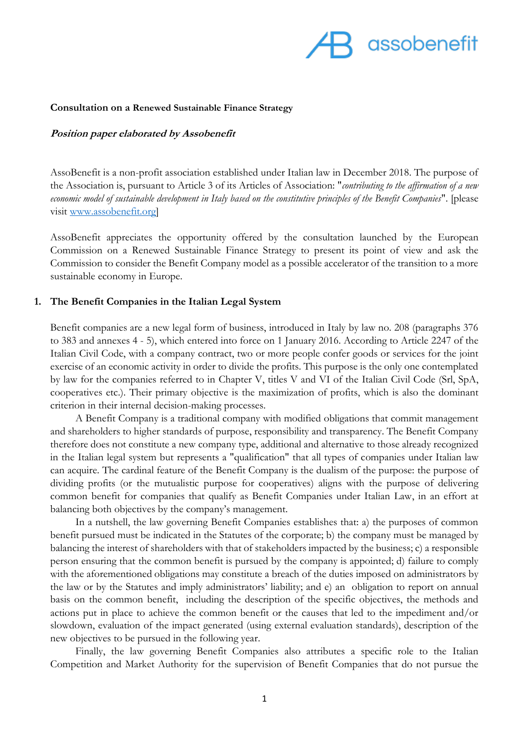**Consultation on a Renewed Sustainable Finance Strategy**

***Position paper elaborated by Assobenefit***

AssoBenefit is a non-profit association established under Italian law in December 2018. The purpose of the Association is, pursuant to Article 3 of its Articles of Association: "*contributing to the affirmation of a new economic model of sustainable development in Italy based on the constitutive principles of the Benefit Companies*". [please visit www.assobenefit.org]

AssoBenefit appreciates the opportunity offered by the consultation launched by the European Commission on a Renewed Sustainable Finance Strategy to present its point of view and ask the Commission to consider the Benefit Company model as a possible accelerator of the transition to a more sustainable economy in Europe.

## 1. The Benefit Companies in the Italian Legal System

Benefit companies are a new legal form of business, introduced in Italy by law no. 208 (paragraphs 376 to 383 and annexes 4 - 5), which entered into force on 1 January 2016. According to Article 2247 of the Italian Civil Code, with a company contract, two or more people confer goods or services for the joint exercise of an economic activity in order to divide the profits. This purpose is the only one contemplated by law for the companies referred to in Chapter V, titles V and VI of the Italian Civil Code (Srl, SpA, cooperatives etc.). Their primary objective is the maximization of profits, which is also the dominant criterion in their internal decision-making processes.

A Benefit Company is a traditional company with modified obligations that commit management and shareholders to higher standards of purpose, responsibility and transparency. The Benefit Company therefore does not constitute a new company type, additional and alternative to those already recognized in the Italian legal system but represents a "qualification" that all types of companies under Italian law can acquire. The cardinal feature of the Benefit Company is the dualism of the purpose: the purpose of dividing profits (or the mutualistic purpose for cooperatives) aligns with the purpose of delivering common benefit for companies that qualify as Benefit Companies under Italian Law, in an effort at balancing both objectives by the company's management.

In a nutshell, the law governing Benefit Companies establishes that: a) the purposes of common benefit pursued must be indicated in the Statutes of the corporate; b) the company must be managed by balancing the interest of shareholders with that of stakeholders impacted by the business; c) a responsible person ensuring that the common benefit is pursued by the company is appointed; d) failure to comply with the aforementioned obligations may constitute a breach of the duties imposed on administrators by the law or by the Statutes and imply administrators' liability; and e) an obligation to report on annual basis on the common benefit, including the description of the specific objectives, the methods and actions put in place to achieve the common benefit or the causes that led to the impediment and/or slowdown, evaluation of the impact generated (using external evaluation standards), description of the new objectives to be pursued in the following year.

Finally, the law governing Benefit Companies also attributes a specific role to the Italian Competition and Market Authority for the supervision of Benefit Companies that do not pursue the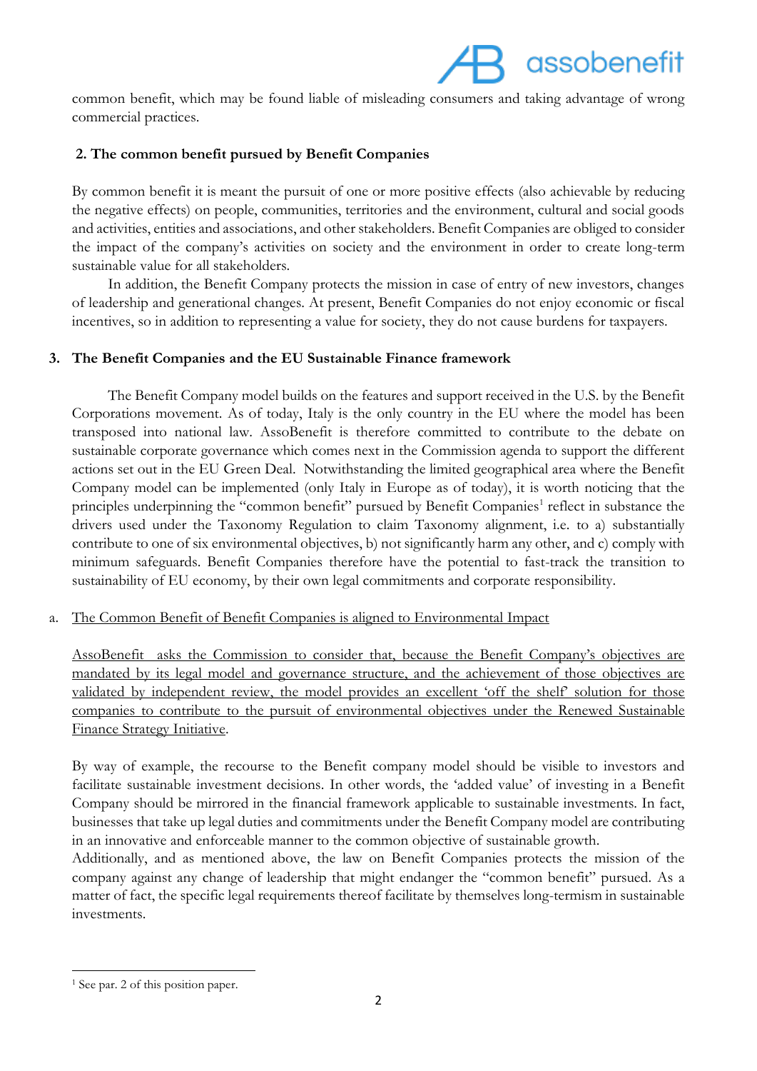common benefit, which may be found liable of misleading consumers and taking advantage of wrong commercial practices.

## 2. The common benefit pursued by Benefit Companies

By common benefit it is meant the pursuit of one or more positive effects (also achievable by reducing the negative effects) on people, communities, territories and the environment, cultural and social goods and activities, entities and associations, and other stakeholders. Benefit Companies are obliged to consider the impact of the company's activities on society and the environment in order to create long-term sustainable value for all stakeholders.

In addition, the Benefit Company protects the mission in case of entry of new investors, changes of leadership and generational changes. At present, Benefit Companies do not enjoy economic or fiscal incentives, so in addition to representing a value for society, they do not cause burdens for taxpayers.

## 3. The Benefit Companies and the EU Sustainable Finance framework

The Benefit Company model builds on the features and support received in the U.S. by the Benefit Corporations movement. As of today, Italy is the only country in the EU where the model has been transposed into national law. AssoBenefit is therefore committed to contribute to the debate on sustainable corporate governance which comes next in the Commission agenda to support the different actions set out in the EU Green Deal. Notwithstanding the limited geographical area where the Benefit Company model can be implemented (only Italy in Europe as of today), it is worth noticing that the principles underpinning the "common benefit" pursued by Benefit Companies[1] reflect in substance the drivers used under the Taxonomy Regulation to claim Taxonomy alignment, i.e. to a) substantially contribute to one of six environmental objectives, b) not significantly harm any other, and c) comply with minimum safeguards. Benefit Companies therefore have the potential to fast-track the transition to sustainability of EU economy, by their own legal commitments and corporate responsibility.

### a. The Common Benefit of Benefit Companies is aligned to Environmental Impact

AssoBenefit asks the Commission to consider that, because the Benefit Company's objectives are mandated by its legal model and governance structure, and the achievement of those objectives are validated by independent review, the model provides an excellent 'off the shelf' solution for those companies to contribute to the pursuit of environmental objectives under the Renewed Sustainable Finance Strategy Initiative.

By way of example, the recourse to the Benefit company model should be visible to investors and facilitate sustainable investment decisions. In other words, the 'added value' of investing in a Benefit Company should be mirrored in the financial framework applicable to sustainable investments. In fact, businesses that take up legal duties and commitments under the Benefit Company model are contributing in an innovative and enforceable manner to the common objective of sustainable growth.

Additionally, and as mentioned above, the law on Benefit Companies protects the mission of the company against any change of leadership that might endanger the "common benefit" pursued. As a matter of fact, the specific legal requirements thereof facilitate by themselves long-termism in sustainable investments.

---

[1] See par. 2 of this position paper.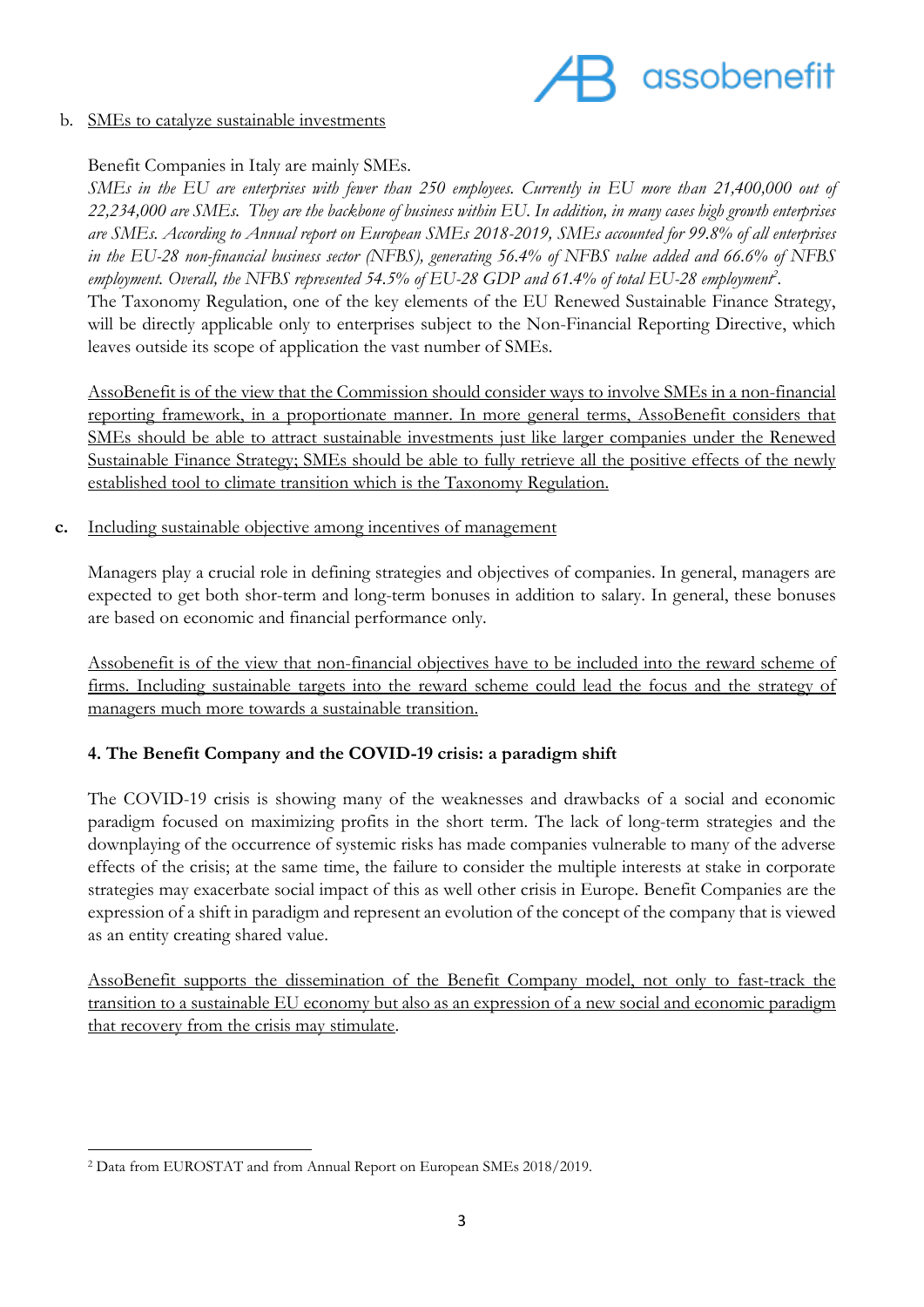b. SMEs to catalyze sustainable investments

Benefit Companies in Italy are mainly SMEs.

*SMEs in the EU are enterprises with fewer than 250 employees. Currently in EU more than 21,400,000 out of 22,234,000 are SMEs. They are the backbone of business within EU. In addition, in many cases high growth enterprises are SMEs. According to Annual report on European SMEs 2018-2019, SMEs accounted for 99.8% of all enterprises in the EU-28 non-financial business sector (NFBS), generating 56.4% of NFBS value added and 66.6% of NFBS employment. Overall, the NFBS represented 54.5% of EU-28 GDP and 61.4% of total EU-28 employment*[2].

The Taxonomy Regulation, one of the key elements of the EU Renewed Sustainable Finance Strategy, will be directly applicable only to enterprises subject to the Non-Financial Reporting Directive, which leaves outside its scope of application the vast number of SMEs.

AssoBenefit is of the view that the Commission should consider ways to involve SMEs in a non-financial reporting framework, in a proportionate manner. In more general terms, AssoBenefit considers that SMEs should be able to attract sustainable investments just like larger companies under the Renewed Sustainable Finance Strategy; SMEs should be able to fully retrieve all the positive effects of the newly established tool to climate transition which is the Taxonomy Regulation.

**c.** Including sustainable objective among incentives of management

Managers play a crucial role in defining strategies and objectives of companies. In general, managers are expected to get both shor-term and long-term bonuses in addition to salary. In general, these bonuses are based on economic and financial performance only.

Assobenefit is of the view that non-financial objectives have to be included into the reward scheme of firms. Including sustainable targets into the reward scheme could lead the focus and the strategy of managers much more towards a sustainable transition.

### 4. The Benefit Company and the COVID-19 crisis: a paradigm shift

The COVID-19 crisis is showing many of the weaknesses and drawbacks of a social and economic paradigm focused on maximizing profits in the short term. The lack of long-term strategies and the downplaying of the occurrence of systemic risks has made companies vulnerable to many of the adverse effects of the crisis; at the same time, the failure to consider the multiple interests at stake in corporate strategies may exacerbate social impact of this as well other crisis in Europe. Benefit Companies are the expression of a shift in paradigm and represent an evolution of the concept of the company that is viewed as an entity creating shared value.

AssoBenefit supports the dissemination of the Benefit Company model, not only to fast-track the transition to a sustainable EU economy but also as an expression of a new social and economic paradigm that recovery from the crisis may stimulate.

[2] Data from EUROSTAT and from Annual Report on European SMEs 2018/2019.